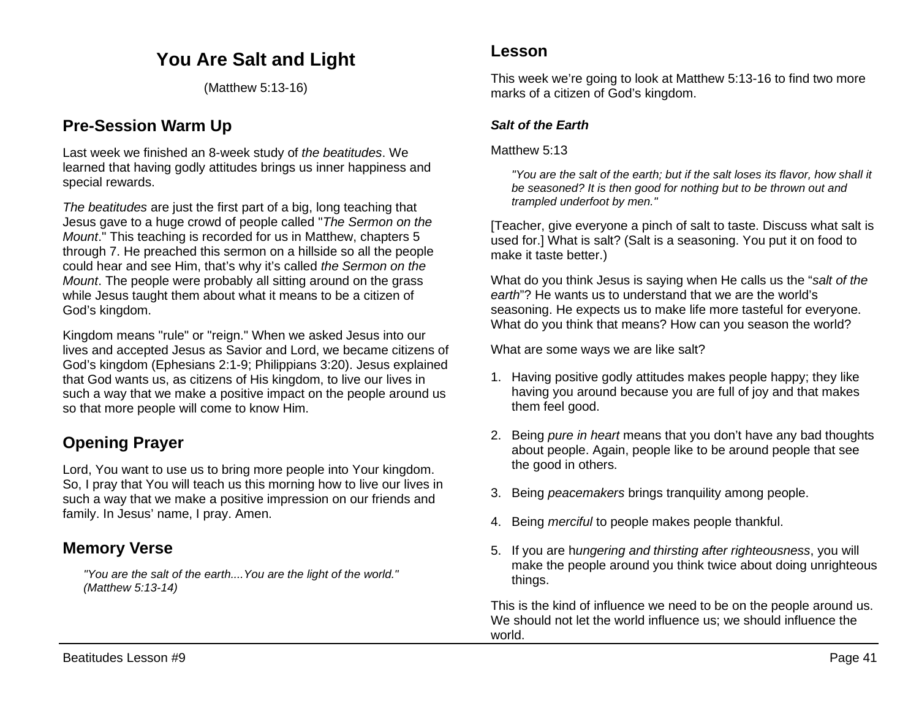# You Are Salt and Light

(Matthew 5:13-16)

## Pre-Session Warm Up

Last week we finished an 8-week study of *the beatitudes*. We learned that having godly attitudes brings us inner happiness and special rewards.

*The beatitudes* are just the first part of a big, long teaching that Jesus gave to a huge crowd of people called "*The Sermon on the Mount*." This teaching is recorded for us in Matthew, chapters 5 through 7. He preached this sermon on a hillside so all the people could hear and see Him, that's why it's called *the Sermon on the Mount*. The people were probably all sitting around on the grass while Jesus taught them about what it means to be a citizen of God's kingdom.

Kingdom means "rule" or "reign." When we asked Jesus into our lives and accepted Jesus as Savior and Lord, we became citizens of God's kingdom (Ephesians 2:1-9; Philippians 3:20). Jesus explained that God wants us, as citizens of His kingdom, to live our lives in such a way that we make a positive impact on the people around us so that more people will come to know Him.

## Opening Prayer

Lord, You want to use us to bring more people into Your kingdom. So, I pray that You will teach us this morning how to live our lives in such a way that we make a positive impression on our friends and family. In Jesus' name, I pray. Amen.

## Memory Verse

> *"You are the salt of the earth....You are the light of the world." (Matthew 5:13-14)*

## Lesson

This week we're going to look at Matthew 5:13-16 to find two more marks of a citizen of God's kingdom.

### *Salt of the Earth*

Matthew 5:13

> *"You are the salt of the earth; but if the salt loses its flavor, how shall it be seasoned? It is then good for nothing but to be thrown out and trampled underfoot by men."*

[Teacher, give everyone a pinch of salt to taste. Discuss what salt is used for.] What is salt? (Salt is a seasoning. You put it on food to make it taste better.)

What do you think Jesus is saying when He calls us the "*salt of the earth*"? He wants us to understand that we are the world's seasoning. He expects us to make life more tasteful for everyone. What do you think that means? How can you season the world?

What are some ways we are like salt?

1. Having positive godly attitudes makes people happy; they like having you around because you are full of joy and that makes them feel good.
2. Being *pure in heart* means that you don't have any bad thoughts about people. Again, people like to be around people that see the good in others.
3. Being *peacemakers* brings tranquility among people.
4. Being *merciful* to people makes people thankful.
5. If you are h*ungering and thirsting after righteousness*, you will make the people around you think twice about doing unrighteous things.

This is the kind of influence we need to be on the people around us. We should not let the world influence us; we should influence the world.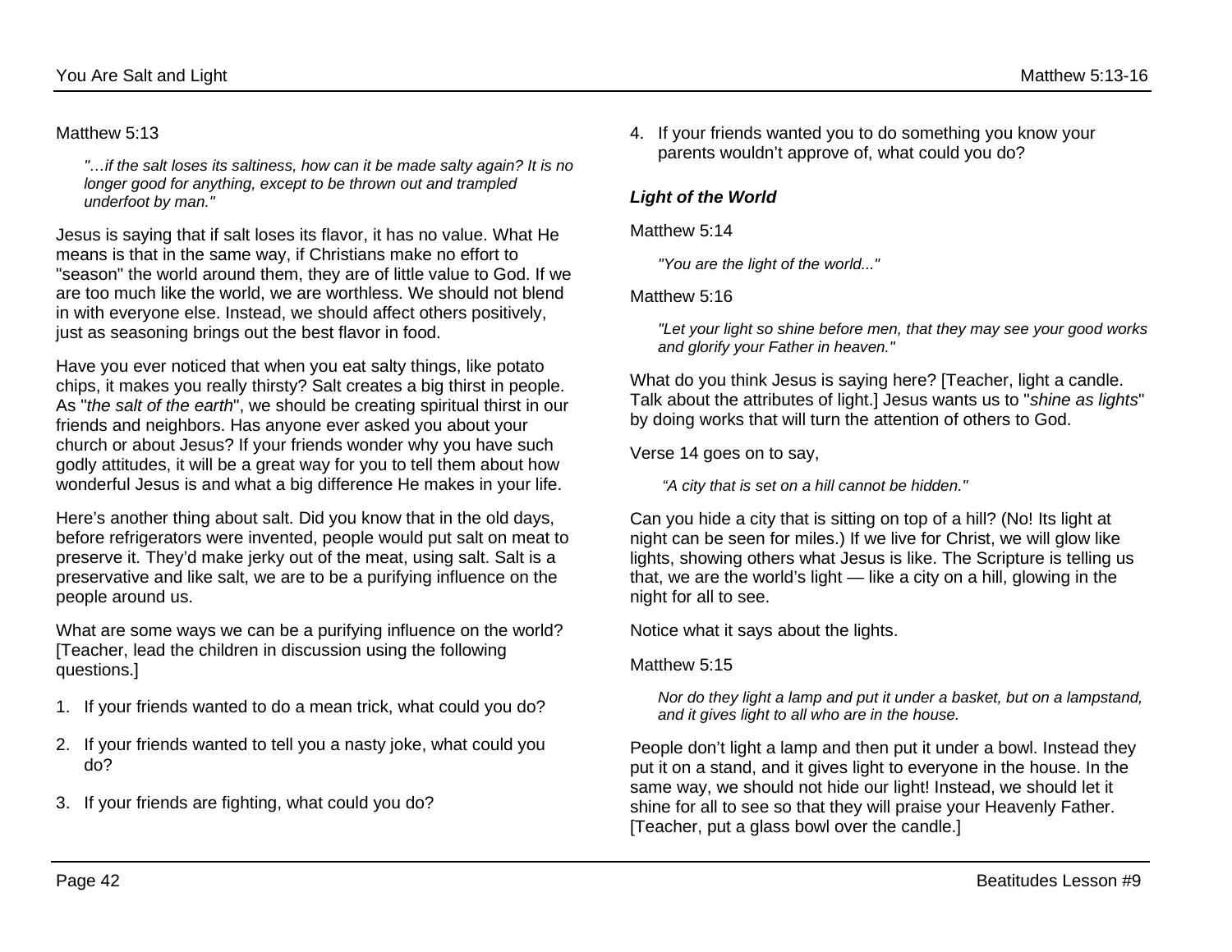Matthew 5:13

> *"…if the salt loses its saltiness, how can it be made salty again? It is no longer good for anything, except to be thrown out and trampled underfoot by man."*

Jesus is saying that if salt loses its flavor, it has no value. What He means is that in the same way, if Christians make no effort to "season" the world around them, they are of little value to God. If we are too much like the world, we are worthless. We should not blend in with everyone else. Instead, we should affect others positively, just as seasoning brings out the best flavor in food.

Have you ever noticed that when you eat salty things, like potato chips, it makes you really thirsty? Salt creates a big thirst in people. As "*the salt of the earth*", we should be creating spiritual thirst in our friends and neighbors. Has anyone ever asked you about your church or about Jesus? If your friends wonder why you have such godly attitudes, it will be a great way for you to tell them about how wonderful Jesus is and what a big difference He makes in your life.

Here's another thing about salt. Did you know that in the old days, before refrigerators were invented, people would put salt on meat to preserve it. They'd make jerky out of the meat, using salt. Salt is a preservative and like salt, we are to be a purifying influence on the people around us.

What are some ways we can be a purifying influence on the world? [Teacher, lead the children in discussion using the following questions.]

1. If your friends wanted to do a mean trick, what could you do?
2. If your friends wanted to tell you a nasty joke, what could you do?
3. If your friends are fighting, what could you do?
4. If your friends wanted you to do something you know your parents wouldn't approve of, what could you do?

### ***Light of the World***

Matthew 5:14

> *"You are the light of the world..."*

Matthew 5:16

> *"Let your light so shine before men, that they may see your good works and glorify your Father in heaven."*

What do you think Jesus is saying here? [Teacher, light a candle. Talk about the attributes of light.] Jesus wants us to "*shine as lights*" by doing works that will turn the attention of others to God.

Verse 14 goes on to say,

> *"A city that is set on a hill cannot be hidden."*

Can you hide a city that is sitting on top of a hill? (No! Its light at night can be seen for miles.) If we live for Christ, we will glow like lights, showing others what Jesus is like. The Scripture is telling us that, we are the world's light — like a city on a hill, glowing in the night for all to see.

Notice what it says about the lights.

Matthew 5:15

> *Nor do they light a lamp and put it under a basket, but on a lampstand, and it gives light to all who are in the house.*

People don't light a lamp and then put it under a bowl. Instead they put it on a stand, and it gives light to everyone in the house. In the same way, we should not hide our light! Instead, we should let it shine for all to see so that they will praise your Heavenly Father. [Teacher, put a glass bowl over the candle.]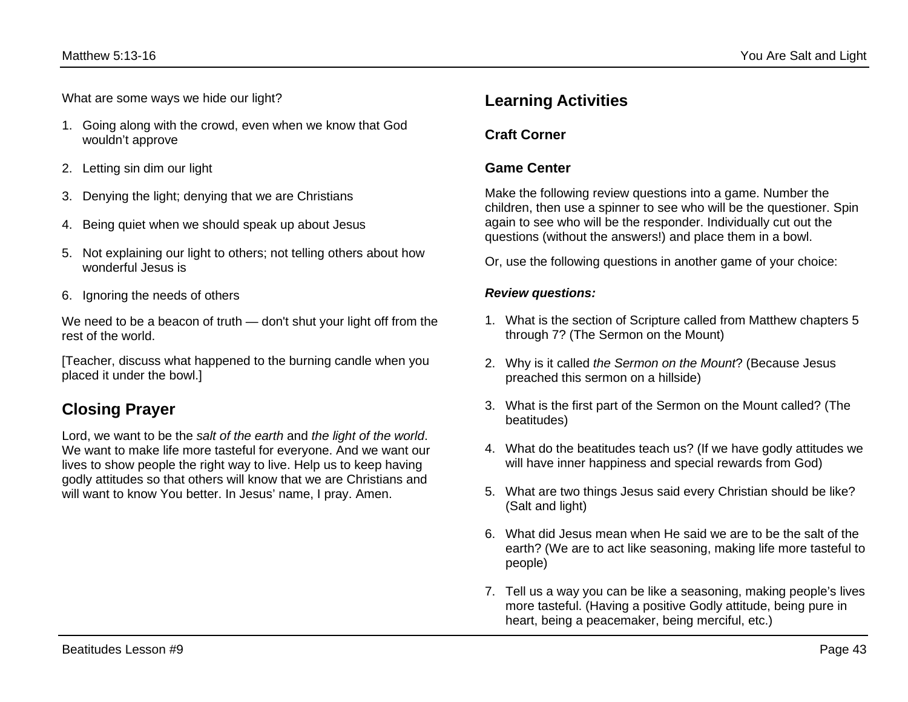What are some ways we hide our light?

1. Going along with the crowd, even when we know that God wouldn’t approve
2. Letting sin dim our light
3. Denying the light; denying that we are Christians
4. Being quiet when we should speak up about Jesus
5. Not explaining our light to others; not telling others about how wonderful Jesus is
6. Ignoring the needs of others

We need to be a beacon of truth — don't shut your light off from the rest of the world.

[Teacher, discuss what happened to the burning candle when you placed it under the bowl.]

## Closing Prayer

Lord, we want to be the *salt of the earth* and *the light of the world*. We want to make life more tasteful for everyone. And we want our lives to show people the right way to live. Help us to keep having godly attitudes so that others will know that we are Christians and will want to know You better. In Jesus’ name, I pray. Amen.

## Learning Activities

### Craft Corner

### Game Center

Make the following review questions into a game. Number the children, then use a spinner to see who will be the questioner. Spin again to see who will be the responder. Individually cut out the questions (without the answers!) and place them in a bowl.

Or, use the following questions in another game of your choice:

***Review questions:***

1. What is the section of Scripture called from Matthew chapters 5 through 7? (The Sermon on the Mount)
2. Why is it called *the Sermon on the Mount*? (Because Jesus preached this sermon on a hillside)
3. What is the first part of the Sermon on the Mount called? (The beatitudes)
4. What do the beatitudes teach us? (If we have godly attitudes we will have inner happiness and special rewards from God)
5. What are two things Jesus said every Christian should be like? (Salt and light)
6. What did Jesus mean when He said we are to be the salt of the earth? (We are to act like seasoning, making life more tasteful to people)
7. Tell us a way you can be like a seasoning, making people’s lives more tasteful. (Having a positive Godly attitude, being pure in heart, being a peacemaker, being merciful, etc.)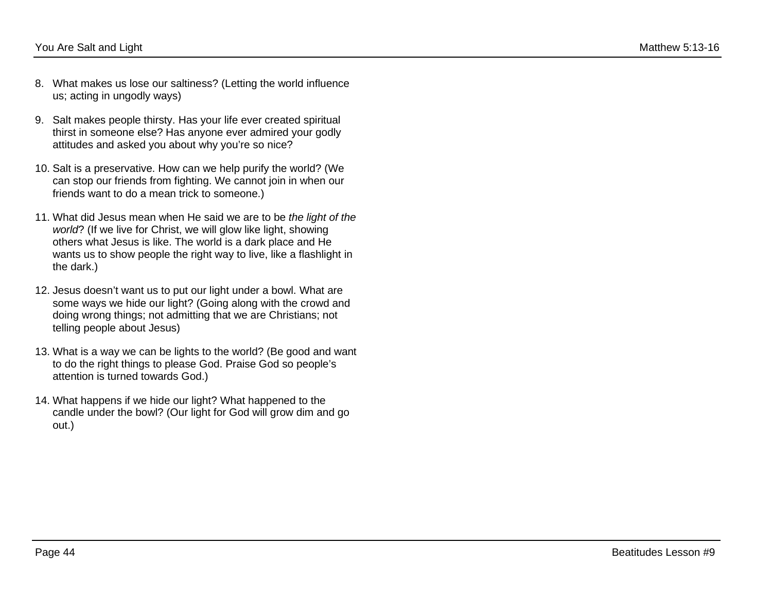8. What makes us lose our saltiness? (Letting the world influence us; acting in ungodly ways)

9. Salt makes people thirsty. Has your life ever created spiritual thirst in someone else? Has anyone ever admired your godly attitudes and asked you about why you're so nice?

10. Salt is a preservative. How can we help purify the world? (We can stop our friends from fighting. We cannot join in when our friends want to do a mean trick to someone.)

11. What did Jesus mean when He said we are to be *the light of the world*? (If we live for Christ, we will glow like light, showing others what Jesus is like. The world is a dark place and He wants us to show people the right way to live, like a flashlight in the dark.)

12. Jesus doesn't want us to put our light under a bowl. What are some ways we hide our light? (Going along with the crowd and doing wrong things; not admitting that we are Christians; not telling people about Jesus)

13. What is a way we can be lights to the world? (Be good and want to do the right things to please God. Praise God so people's attention is turned towards God.)

14. What happens if we hide our light? What happened to the candle under the bowl? (Our light for God will grow dim and go out.)